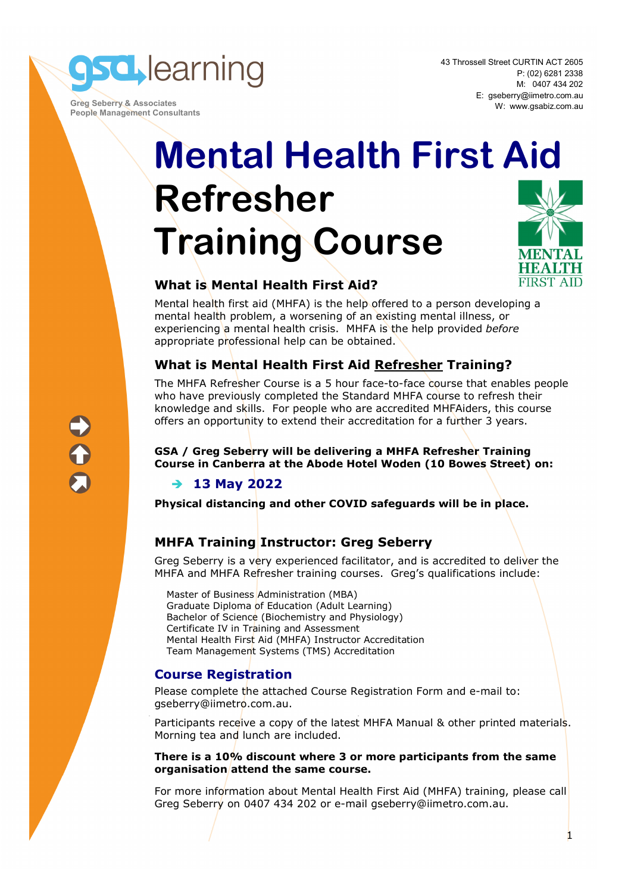gsa learning

Greg Seberry & Associates
People Management Consultants

43 Throssell Street CURTIN ACT 2605
P: (02) 6281 2338
M: 0407 434 202
E: gseberry@iimetro.com.au
W: www.gsabiz.com.au

# Mental Health First Aid Refresher Training Course

MENTAL HEALTH FIRST AID

## What is Mental Health First Aid?

Mental health first aid (MHFA) is the help offered to a person developing a mental health problem, a worsening of an existing mental illness, or experiencing a mental health crisis. MHFA is the help provided *before* appropriate professional help can be obtained.

## What is Mental Health First Aid Refresher Training?

The MHFA Refresher Course is a 5 hour face-to-face course that enables people who have previously completed the Standard MHFA course to refresh their knowledge and skills. For people who are accredited MHFAiders, this course offers an opportunity to extend their accreditation for a further 3 years.

**GSA / Greg Seberry will be delivering a MHFA Refresher Training Course in Canberra at the Abode Hotel Woden (10 Bowes Street) on:**

- **13 May 2022**

**Physical distancing and other COVID safeguards will be in place.**

## MHFA Training Instructor: Greg Seberry

Greg Seberry is a very experienced facilitator, and is accredited to deliver the MHFA and MHFA Refresher training courses. Greg's qualifications include:

- Master of Business Administration (MBA)
- Graduate Diploma of Education (Adult Learning)
- Bachelor of Science (Biochemistry and Physiology)
- Certificate IV in Training and Assessment
- Mental Health First Aid (MHFA) Instructor Accreditation
- Team Management Systems (TMS) Accreditation

## Course Registration

Please complete the attached Course Registration Form and e-mail to: gseberry@iimetro.com.au.

Participants receive a copy of the latest MHFA Manual & other printed materials. Morning tea and lunch are included.

**There is a 10% discount where 3 or more participants from the same organisation attend the same course.**

For more information about Mental Health First Aid (MHFA) training, please call Greg Seberry on 0407 434 202 or e-mail gseberry@iimetro.com.au.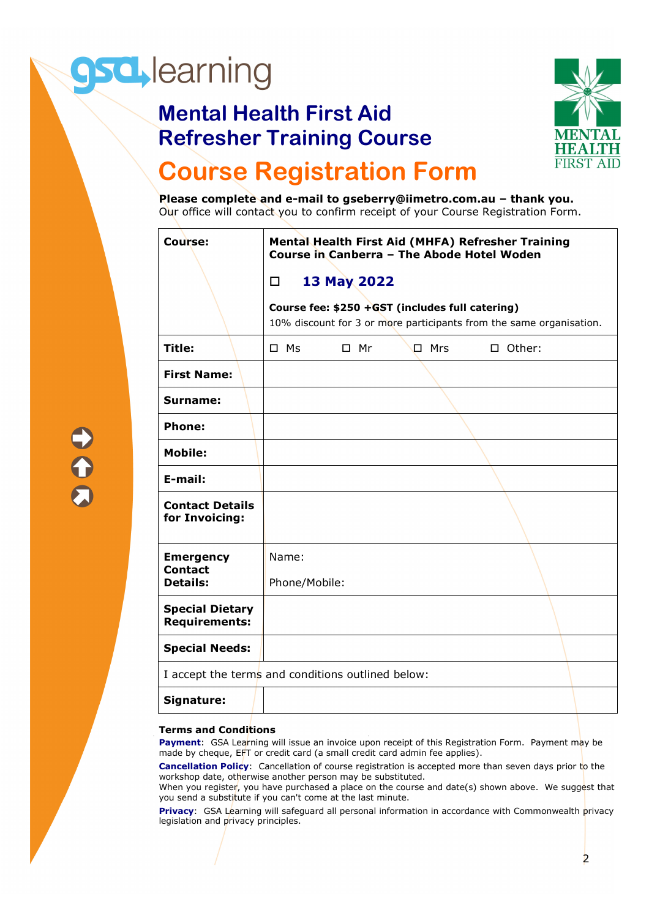gsa learning

# Mental Health First Aid Refresher Training Course

# Course Registration Form

MENTAL HEALTH FIRST AID

**Please complete and e-mail to gseberry@iimetro.com.au – thank you.**
Our office will contact you to confirm receipt of your Course Registration Form.

| | |
|---|---|
| **Course:** | **Mental Health First Aid (MHFA) Refresher Training Course in Canberra – The Abode Hotel Woden**<br><br>☐ **13 May 2022**<br><br>**Course fee: $250 +GST (includes full catering)**<br>10% discount for 3 or more participants from the same organisation. |
| **Title:** | ☐ Ms ☐ Mr ☐ Mrs ☐ Other: |
| **First Name:** | |
| **Surname:** | |
| **Phone:** | |
| **Mobile:** | |
| **E-mail:** | |
| **Contact Details for Invoicing:** | |
| **Emergency Contact Details:** | Name:<br><br>Phone/Mobile: |
| **Special Dietary Requirements:** | |
| **Special Needs:** | |
| I accept the terms and conditions outlined below: | |
| **Signature:** | |

**Terms and Conditions**

**Payment**: GSA Learning will issue an invoice upon receipt of this Registration Form. Payment may be made by cheque, EFT or credit card (a small credit card admin fee applies).

**Cancellation Policy**: Cancellation of course registration is accepted more than seven days prior to the workshop date, otherwise another person may be substituted.
When you register, you have purchased a place on the course and date(s) shown above. We suggest that you send a substitute if you can't come at the last minute.

**Privacy**: GSA Learning will safeguard all personal information in accordance with Commonwealth privacy legislation and privacy principles.